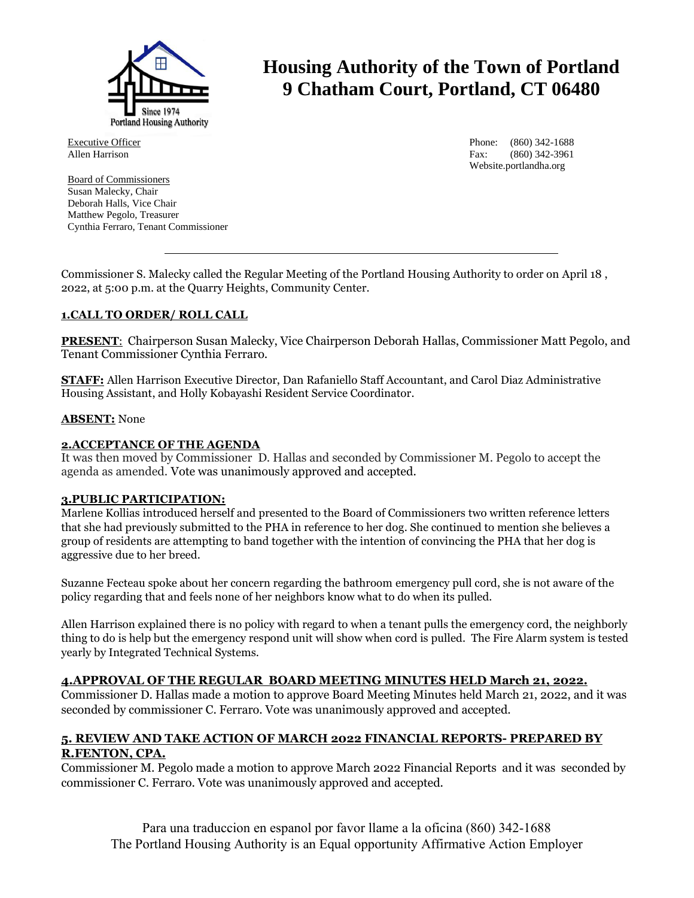# Housing Authority of the Town of Portland
# 9 Chatham Court, Portland, CT 06480

Executive Officer
Allen Harrison

Phone: (860) 342-1688
Fax: (860) 342-3961
Website.portlandha.org

Board of Commissioners
Susan Malecky, Chair
Deborah Halls, Vice Chair
Matthew Pegolo, Treasurer
Cynthia Ferraro, Tenant Commissioner

---

Commissioner S. Malecky called the Regular Meeting of the Portland Housing Authority to order on April 18 , 2022, at 5:00 p.m. at the Quarry Heights, Community Center.

**1.CALL TO ORDER/ ROLL CALL**

**PRESENT**: Chairperson Susan Malecky, Vice Chairperson Deborah Hallas, Commissioner Matt Pegolo, and Tenant Commissioner Cynthia Ferraro.

**STAFF:** Allen Harrison Executive Director, Dan Rafaniello Staff Accountant, and Carol Diaz Administrative Housing Assistant, and Holly Kobayashi Resident Service Coordinator.

**ABSENT:** None

**2.ACCEPTANCE OF THE AGENDA**

It was then moved by Commissioner D. Hallas and seconded by Commissioner M. Pegolo to accept the agenda as amended. Vote was unanimously approved and accepted.

**3.PUBLIC PARTICIPATION:**

Marlene Kollias introduced herself and presented to the Board of Commissioners two written reference letters that she had previously submitted to the PHA in reference to her dog. She continued to mention she believes a group of residents are attempting to band together with the intention of convincing the PHA that her dog is aggressive due to her breed.

Suzanne Fecteau spoke about her concern regarding the bathroom emergency pull cord, she is not aware of the policy regarding that and feels none of her neighbors know what to do when its pulled.

Allen Harrison explained there is no policy with regard to when a tenant pulls the emergency cord, the neighborly thing to do is help but the emergency respond unit will show when cord is pulled. The Fire Alarm system is tested yearly by Integrated Technical Systems.

**4.APPROVAL OF THE REGULAR BOARD MEETING MINUTES HELD March 21, 2022.**

Commissioner D. Hallas made a motion to approve Board Meeting Minutes held March 21, 2022, and it was seconded by commissioner C. Ferraro. Vote was unanimously approved and accepted.

**5. REVIEW AND TAKE ACTION OF MARCH 2022 FINANCIAL REPORTS- PREPARED BY R.FENTON, CPA.**

Commissioner M. Pegolo made a motion to approve March 2022 Financial Reports and it was seconded by commissioner C. Ferraro. Vote was unanimously approved and accepted.

Para una traduccion en espanol por favor llame a la oficina (860) 342-1688
The Portland Housing Authority is an Equal opportunity Affirmative Action Employer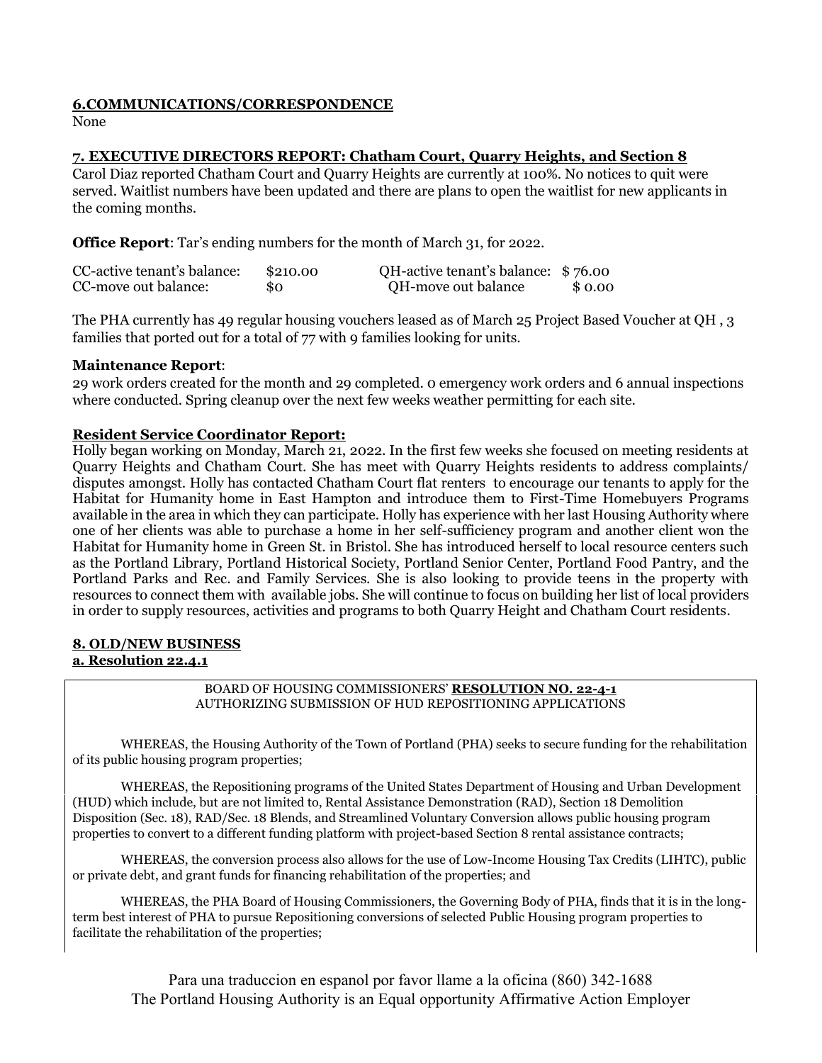**6.COMMUNICATIONS/CORRESPONDENCE**

None

**7. EXECUTIVE DIRECTORS REPORT: Chatham Court, Quarry Heights, and Section 8**

Carol Diaz reported Chatham Court and Quarry Heights are currently at 100%. No notices to quit were served. Waitlist numbers have been updated and there are plans to open the waitlist for new applicants in the coming months.

**Office Report**: Tar's ending numbers for the month of March 31, for 2022.

| | | | |
|---|---|---|---|
| CC-active tenant's balance: | $210.00 | QH-active tenant's balance: | $ 76.00 |
| CC-move out balance: | $0 | QH-move out balance | $ 0.00 |

The PHA currently has 49 regular housing vouchers leased as of March 25 Project Based Voucher at QH , 3 families that ported out for a total of 77 with 9 families looking for units.

**Maintenance Report**:

29 work orders created for the month and 29 completed. 0 emergency work orders and 6 annual inspections where conducted. Spring cleanup over the next few weeks weather permitting for each site.

**Resident Service Coordinator Report:**

Holly began working on Monday, March 21, 2022. In the first few weeks she focused on meeting residents at Quarry Heights and Chatham Court. She has meet with Quarry Heights residents to address complaints/ disputes amongst. Holly has contacted Chatham Court flat renters to encourage our tenants to apply for the Habitat for Humanity home in East Hampton and introduce them to First-Time Homebuyers Programs available in the area in which they can participate. Holly has experience with her last Housing Authority where one of her clients was able to purchase a home in her self-sufficiency program and another client won the Habitat for Humanity home in Green St. in Bristol. She has introduced herself to local resource centers such as the Portland Library, Portland Historical Society, Portland Senior Center, Portland Food Pantry, and the Portland Parks and Rec. and Family Services. She is also looking to provide teens in the property with resources to connect them with available jobs. She will continue to focus on building her list of local providers in order to supply resources, activities and programs to both Quarry Height and Chatham Court residents.

**8. OLD/NEW BUSINESS**

**a. Resolution 22.4.1**

BOARD OF HOUSING COMMISSIONERS' **RESOLUTION NO. 22-4-1**
AUTHORIZING SUBMISSION OF HUD REPOSITIONING APPLICATIONS

WHEREAS, the Housing Authority of the Town of Portland (PHA) seeks to secure funding for the rehabilitation of its public housing program properties;

WHEREAS, the Repositioning programs of the United States Department of Housing and Urban Development (HUD) which include, but are not limited to, Rental Assistance Demonstration (RAD), Section 18 Demolition Disposition (Sec. 18), RAD/Sec. 18 Blends, and Streamlined Voluntary Conversion allows public housing program properties to convert to a different funding platform with project-based Section 8 rental assistance contracts;

WHEREAS, the conversion process also allows for the use of Low-Income Housing Tax Credits (LIHTC), public or private debt, and grant funds for financing rehabilitation of the properties; and

WHEREAS, the PHA Board of Housing Commissioners, the Governing Body of PHA, finds that it is in the long-term best interest of PHA to pursue Repositioning conversions of selected Public Housing program properties to facilitate the rehabilitation of the properties;

Para una traduccion en espanol por favor llame a la oficina (860) 342-1688
The Portland Housing Authority is an Equal opportunity Affirmative Action Employer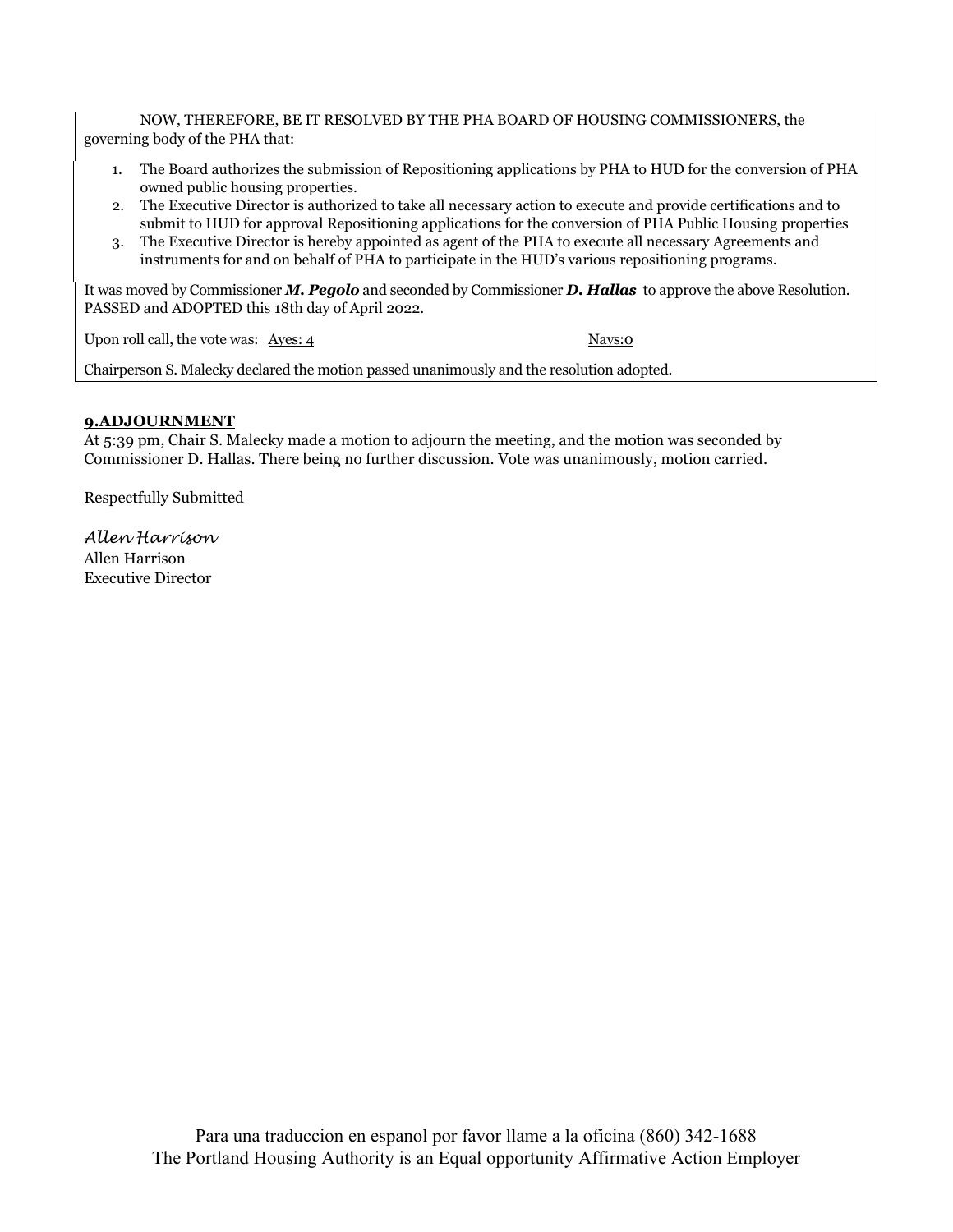NOW, THEREFORE, BE IT RESOLVED BY THE PHA BOARD OF HOUSING COMMISSIONERS, the governing body of the PHA that:

1. The Board authorizes the submission of Repositioning applications by PHA to HUD for the conversion of PHA owned public housing properties.
2. The Executive Director is authorized to take all necessary action to execute and provide certifications and to submit to HUD for approval Repositioning applications for the conversion of PHA Public Housing properties
3. The Executive Director is hereby appointed as agent of the PHA to execute all necessary Agreements and instruments for and on behalf of PHA to participate in the HUD's various repositioning programs.

It was moved by Commissioner ***M. Pegolo*** and seconded by Commissioner ***D. Hallas*** to approve the above Resolution. PASSED and ADOPTED this 18th day of April 2022.

Upon roll call, the vote was: Ayes: 4 Nays:0

Chairperson S. Malecky declared the motion passed unanimously and the resolution adopted.

**9.ADJOURNMENT**

At 5:39 pm, Chair S. Malecky made a motion to adjourn the meeting, and the motion was seconded by Commissioner D. Hallas. There being no further discussion. Vote was unanimously, motion carried.

Respectfully Submitted

*Allen Harrison*

Allen Harrison
Executive Director

Para una traduccion en espanol por favor llame a la oficina (860) 342-1688
The Portland Housing Authority is an Equal opportunity Affirmative Action Employer